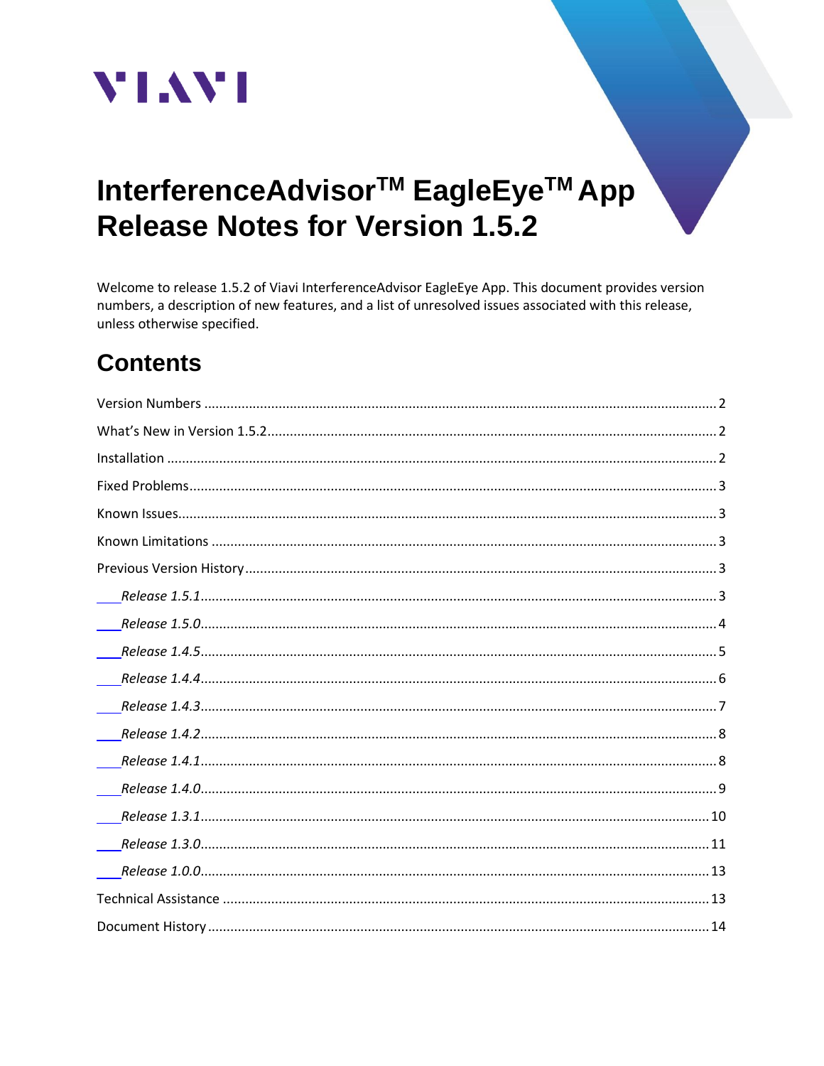VIAVI

# InterferenceAdvisor™ EagleEye™ App Release Notes for Version 1.5.2

Welcome to release 1.5.2 of Viavi InterferenceAdvisor EagleEye App. This document provides version numbers, a description of new features, and a list of unresolved issues associated with this release, unless otherwise specified.

## Contents

Version Numbers ........................................................................ 2
What's New in Version 1.5.2........................................................ 2
Installation .................................................................................. 2
Fixed Problems............................................................................ 3
Known Issues................................................................................ 3
Known Limitations ....................................................................... 3
Previous Version History ............................................................. 3
*Release 1.5.1*.............................................................................. 3
*Release 1.5.0*.............................................................................. 4
*Release 1.4.5*.............................................................................. 5
*Release 1.4.4*.............................................................................. 6
*Release 1.4.3*.............................................................................. 7
*Release 1.4.2*.............................................................................. 8
*Release 1.4.1*.............................................................................. 8
*Release 1.4.0*.............................................................................. 9
*Release 1.3.1*.............................................................................. 10
*Release 1.3.0*.............................................................................. 11
*Release 1.0.0*.............................................................................. 13
Technical Assistance .................................................................. 13
Document History ...................................................................... 14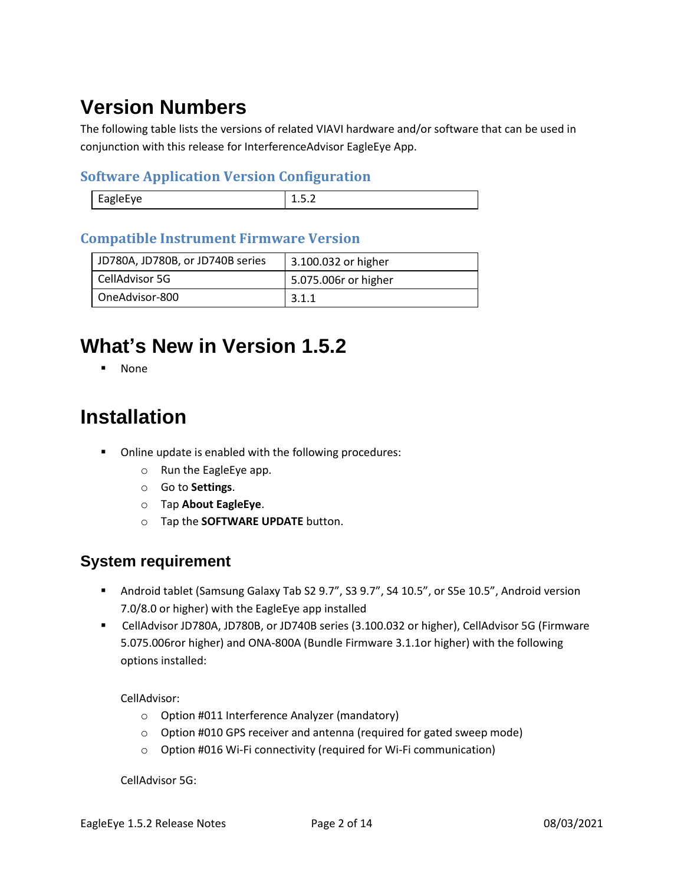# Version Numbers

The following table lists the versions of related VIAVI hardware and/or software that can be used in conjunction with this release for InterferenceAdvisor EagleEye App.

### Software Application Version Configuration

| EagleEye | 1.5.2 |
|---|---|

### Compatible Instrument Firmware Version

| JD780A, JD780B, or JD740B series | 3.100.032 or higher |
|---|---|
| CellAdvisor 5G | 5.075.006r or higher |
| OneAdvisor-800 | 3.1.1 |

# What's New in Version 1.5.2

- None

# Installation

- Online update is enabled with the following procedures:
  - Run the EagleEye app.
  - Go to **Settings**.
  - Tap **About EagleEye**.
  - Tap the **SOFTWARE UPDATE** button.

## System requirement

- Android tablet (Samsung Galaxy Tab S2 9.7", S3 9.7", S4 10.5", or S5e 10.5", Android version 7.0/8.0 or higher) with the EagleEye app installed
- CellAdvisor JD780A, JD780B, or JD740B series (3.100.032 or higher), CellAdvisor 5G (Firmware 5.075.006ror higher) and ONA-800A (Bundle Firmware 3.1.1or higher) with the following options installed:

  CellAdvisor:
  - Option #011 Interference Analyzer (mandatory)
  - Option #010 GPS receiver and antenna (required for gated sweep mode)
  - Option #016 Wi-Fi connectivity (required for Wi-Fi communication)

  CellAdvisor 5G: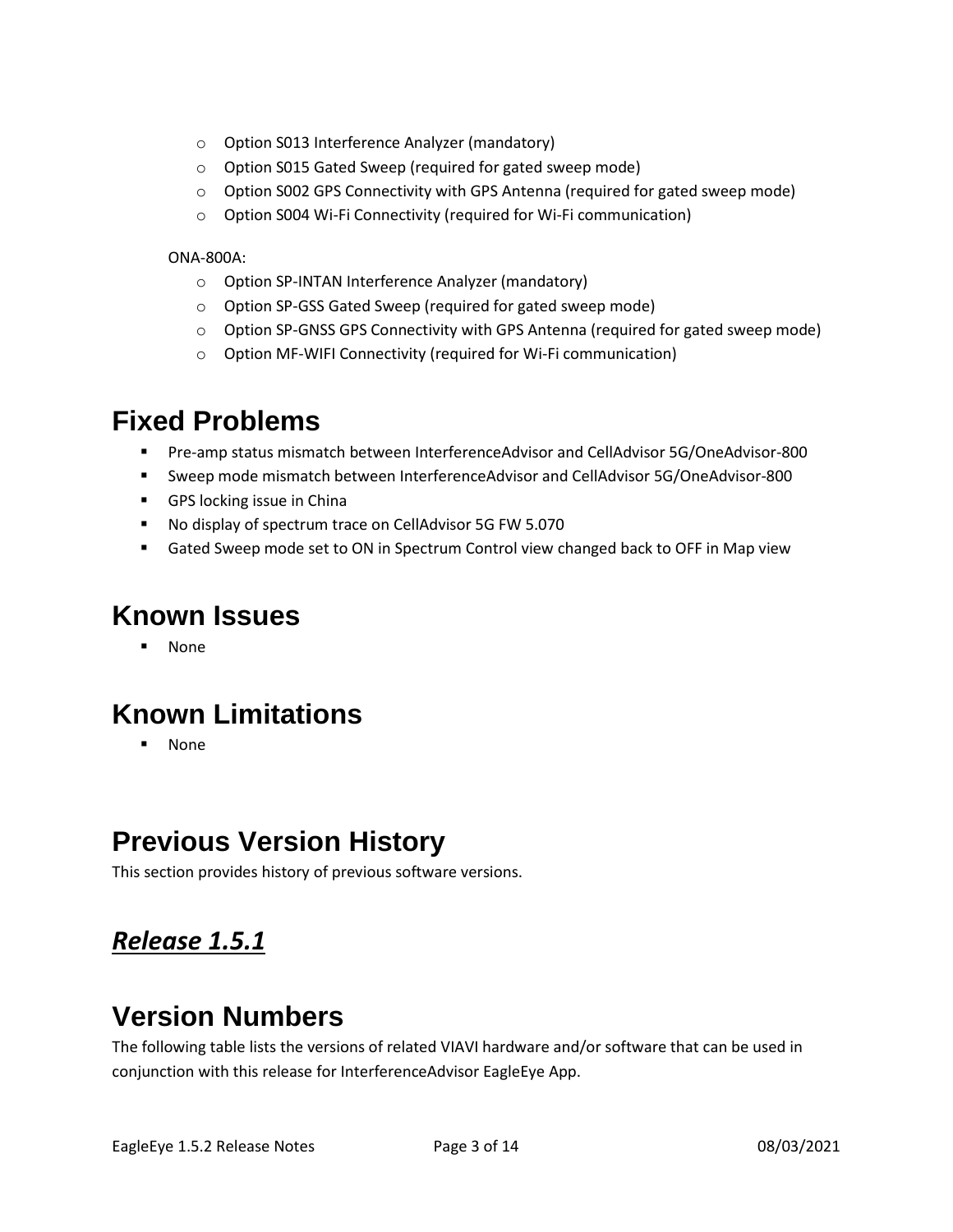- Option S013 Interference Analyzer (mandatory)
- Option S015 Gated Sweep (required for gated sweep mode)
- Option S002 GPS Connectivity with GPS Antenna (required for gated sweep mode)
- Option S004 Wi-Fi Connectivity (required for Wi-Fi communication)

ONA-800A:

- Option SP-INTAN Interference Analyzer (mandatory)
- Option SP-GSS Gated Sweep (required for gated sweep mode)
- Option SP-GNSS GPS Connectivity with GPS Antenna (required for gated sweep mode)
- Option MF-WIFI Connectivity (required for Wi-Fi communication)

# Fixed Problems

- Pre-amp status mismatch between InterferenceAdvisor and CellAdvisor 5G/OneAdvisor-800
- Sweep mode mismatch between InterferenceAdvisor and CellAdvisor 5G/OneAdvisor-800
- GPS locking issue in China
- No display of spectrum trace on CellAdvisor 5G FW 5.070
- Gated Sweep mode set to ON in Spectrum Control view changed back to OFF in Map view

# Known Issues

- None

# Known Limitations

- None

# Previous Version History

This section provides history of previous software versions.

## ***Release 1.5.1***

# Version Numbers

The following table lists the versions of related VIAVI hardware and/or software that can be used in conjunction with this release for InterferenceAdvisor EagleEye App.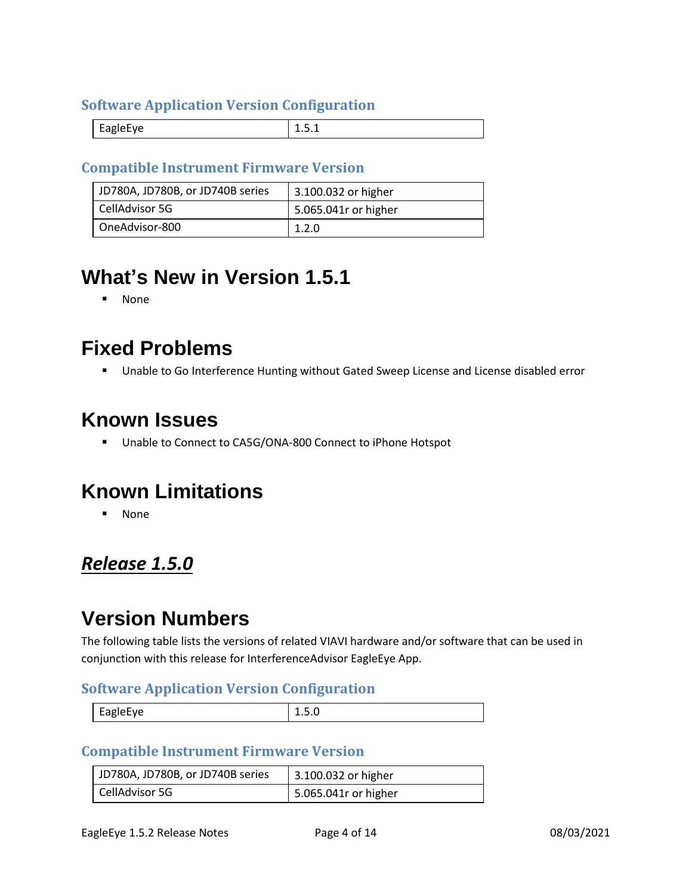### Software Application Version Configuration

| EagleEye | 1.5.1 |
|---|---|

### Compatible Instrument Firmware Version

| JD780A, JD780B, or JD740B series | 3.100.032 or higher |
|---|---|
| CellAdvisor 5G | 5.065.041r or higher |
| OneAdvisor-800 | 1.2.0 |

# What's New in Version 1.5.1

- None

# Fixed Problems

- Unable to Go Interference Hunting without Gated Sweep License and License disabled error

# Known Issues

- Unable to Connect to CA5G/ONA-800 Connect to iPhone Hotspot

# Known Limitations

- None

## ***Release 1.5.0***

# Version Numbers

The following table lists the versions of related VIAVI hardware and/or software that can be used in conjunction with this release for InterferenceAdvisor EagleEye App.

### Software Application Version Configuration

| EagleEye | 1.5.0 |
|---|---|

### Compatible Instrument Firmware Version

| JD780A, JD780B, or JD740B series | 3.100.032 or higher |
|---|---|
| CellAdvisor 5G | 5.065.041r or higher |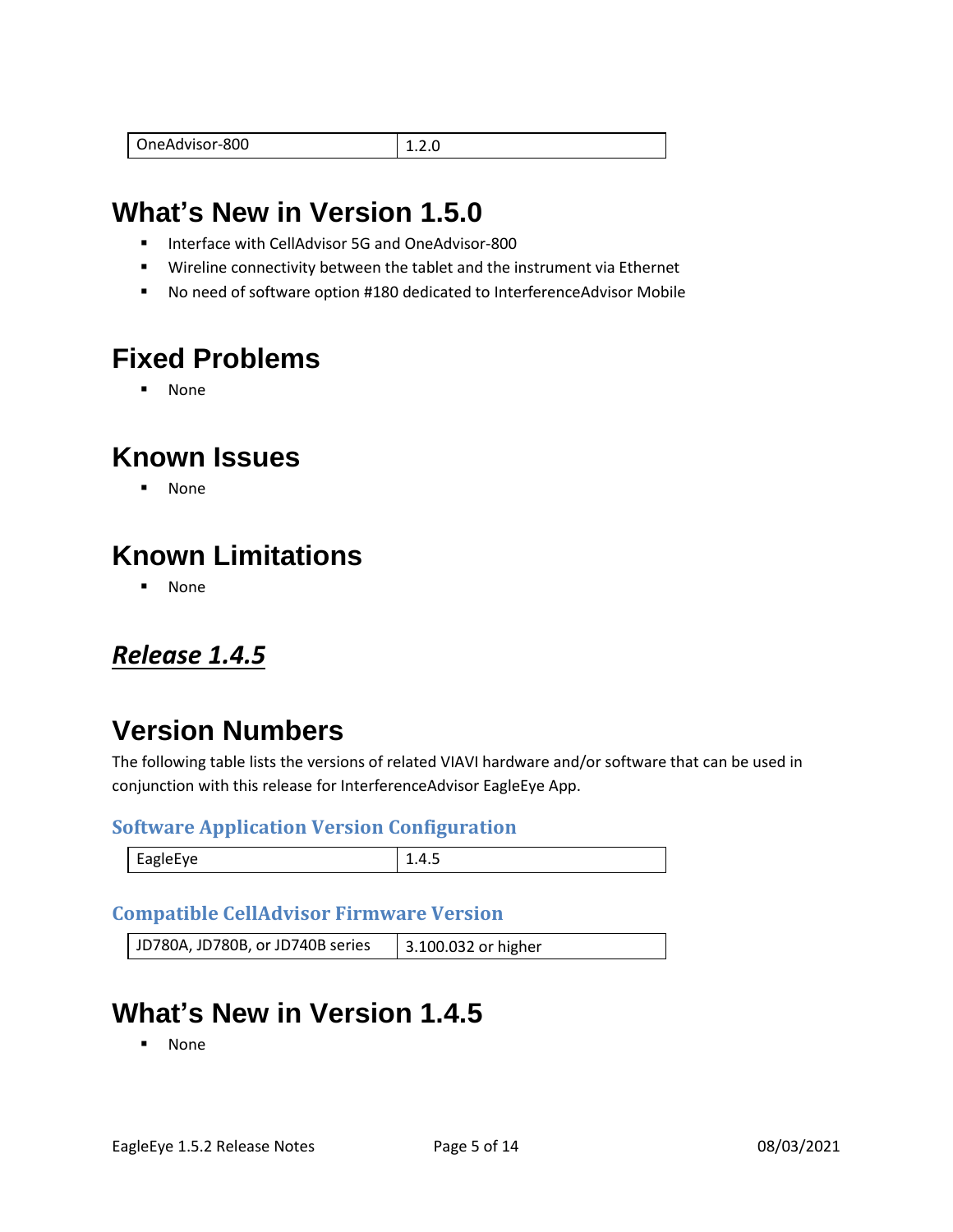| OneAdvisor-800 | 1.2.0 |
|---|---|

# What's New in Version 1.5.0

- Interface with CellAdvisor 5G and OneAdvisor-800
- Wireline connectivity between the tablet and the instrument via Ethernet
- No need of software option #180 dedicated to InterferenceAdvisor Mobile

# Fixed Problems

- None

# Known Issues

- None

# Known Limitations

- None

## ***Release 1.4.5***

# Version Numbers

The following table lists the versions of related VIAVI hardware and/or software that can be used in conjunction with this release for InterferenceAdvisor EagleEye App.

### Software Application Version Configuration

| EagleEye | 1.4.5 |
|---|---|

### Compatible CellAdvisor Firmware Version

| JD780A, JD780B, or JD740B series | 3.100.032 or higher |
|---|---|

# What's New in Version 1.4.5

- None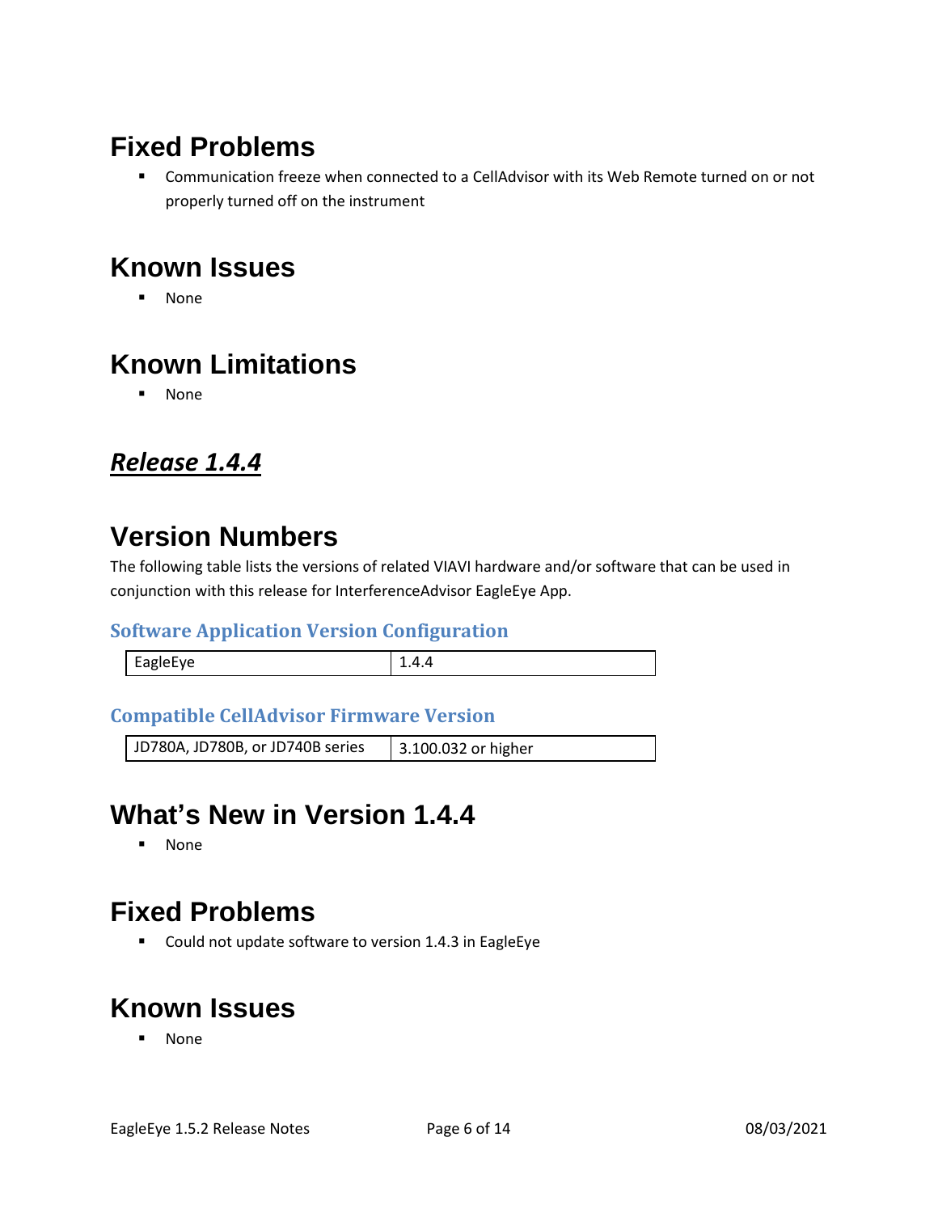# Fixed Problems

- Communication freeze when connected to a CellAdvisor with its Web Remote turned on or not properly turned off on the instrument

# Known Issues

- None

# Known Limitations

- None

## ***Release 1.4.4***

# Version Numbers

The following table lists the versions of related VIAVI hardware and/or software that can be used in conjunction with this release for InterferenceAdvisor EagleEye App.

### Software Application Version Configuration

| | |
|---|---|
| EagleEye | 1.4.4 |

### Compatible CellAdvisor Firmware Version

| | |
|---|---|
| JD780A, JD780B, or JD740B series | 3.100.032 or higher |

# What's New in Version 1.4.4

- None

# Fixed Problems

- Could not update software to version 1.4.3 in EagleEye

# Known Issues

- None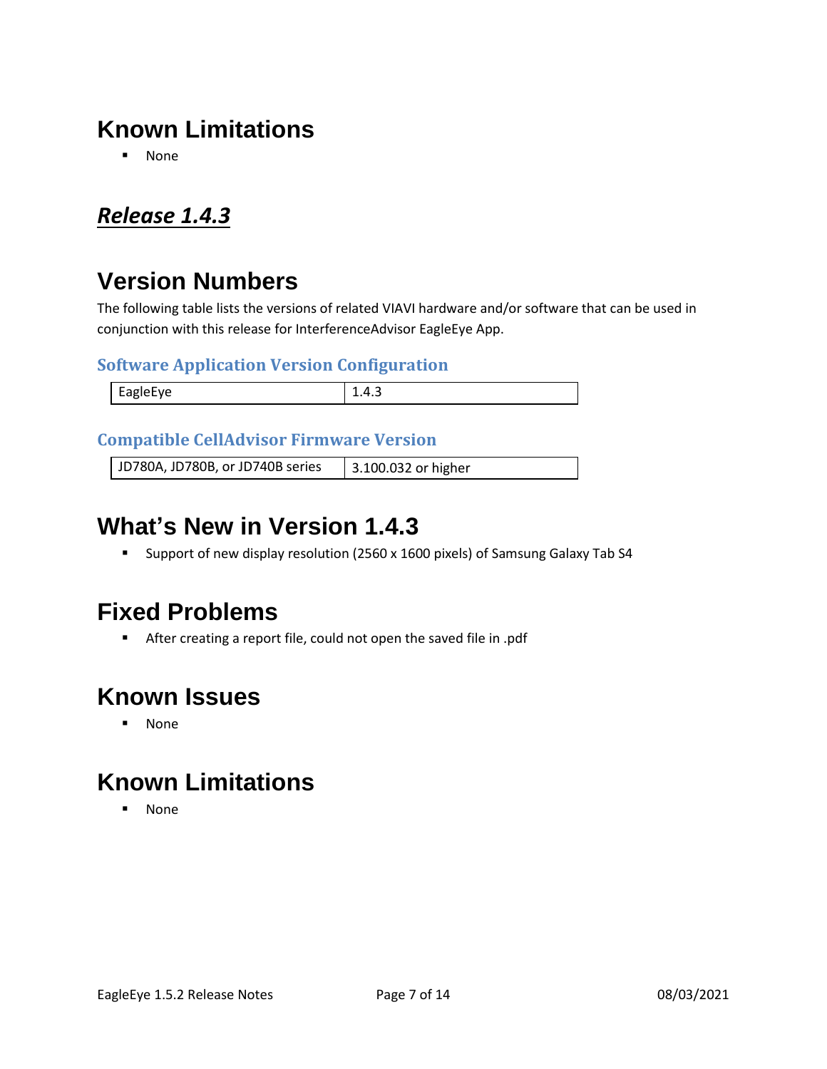# Known Limitations

- None

## ***Release 1.4.3***

# Version Numbers

The following table lists the versions of related VIAVI hardware and/or software that can be used in conjunction with this release for InterferenceAdvisor EagleEye App.

### Software Application Version Configuration

| EagleEye | 1.4.3 |
|---|---|

### Compatible CellAdvisor Firmware Version

| JD780A, JD780B, or JD740B series | 3.100.032 or higher |
|---|---|

# What's New in Version 1.4.3

- Support of new display resolution (2560 x 1600 pixels) of Samsung Galaxy Tab S4

# Fixed Problems

- After creating a report file, could not open the saved file in .pdf

# Known Issues

- None

# Known Limitations

- None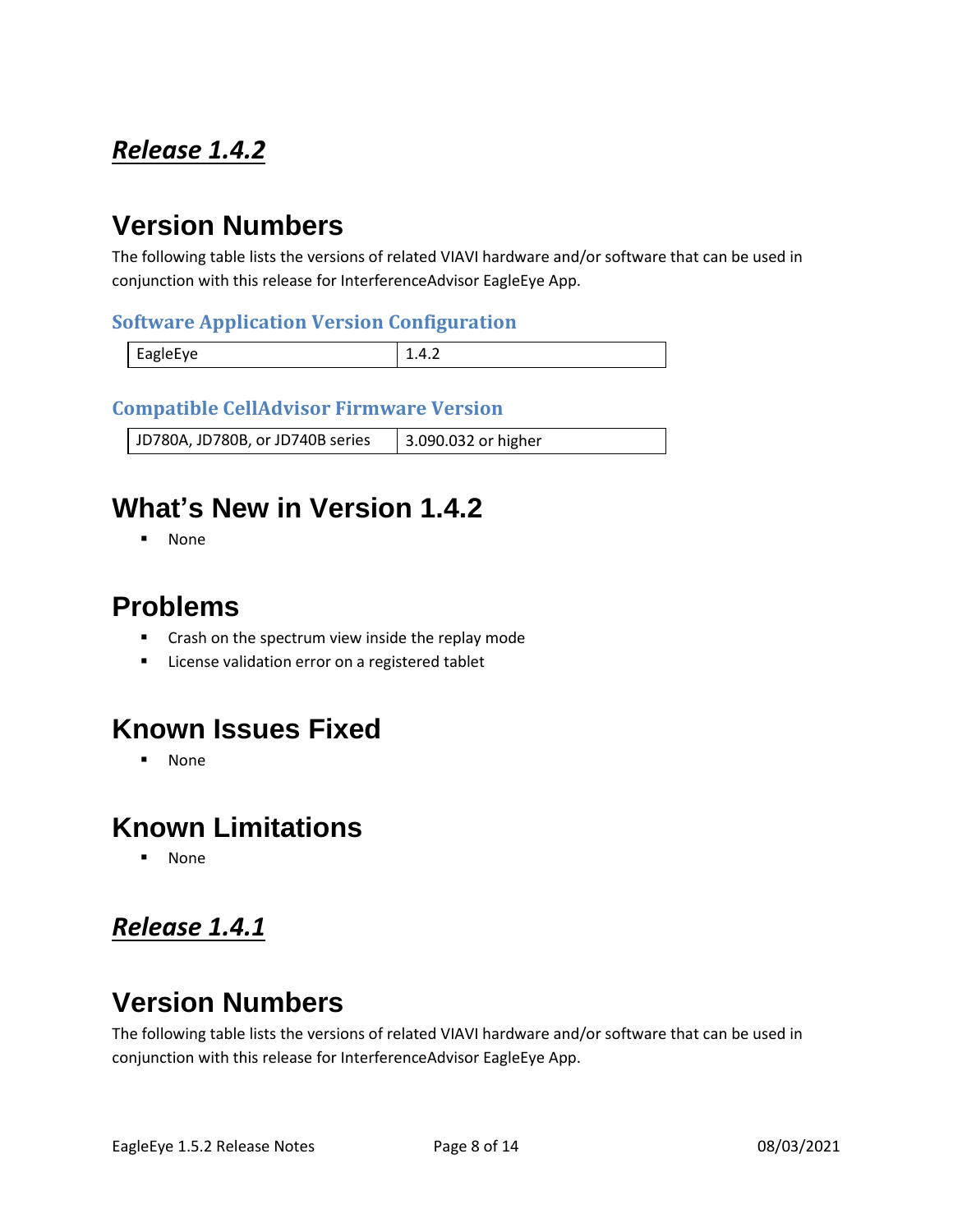## ***Release 1.4.2***

# Version Numbers

The following table lists the versions of related VIAVI hardware and/or software that can be used in conjunction with this release for InterferenceAdvisor EagleEye App.

### Software Application Version Configuration

| EagleEye | 1.4.2 |
|---|---|

### Compatible CellAdvisor Firmware Version

| JD780A, JD780B, or JD740B series | 3.090.032 or higher |
|---|---|

# What's New in Version 1.4.2

- None

# Problems

- Crash on the spectrum view inside the replay mode
- License validation error on a registered tablet

# Known Issues Fixed

- None

# Known Limitations

- None

## ***Release 1.4.1***

# Version Numbers

The following table lists the versions of related VIAVI hardware and/or software that can be used in conjunction with this release for InterferenceAdvisor EagleEye App.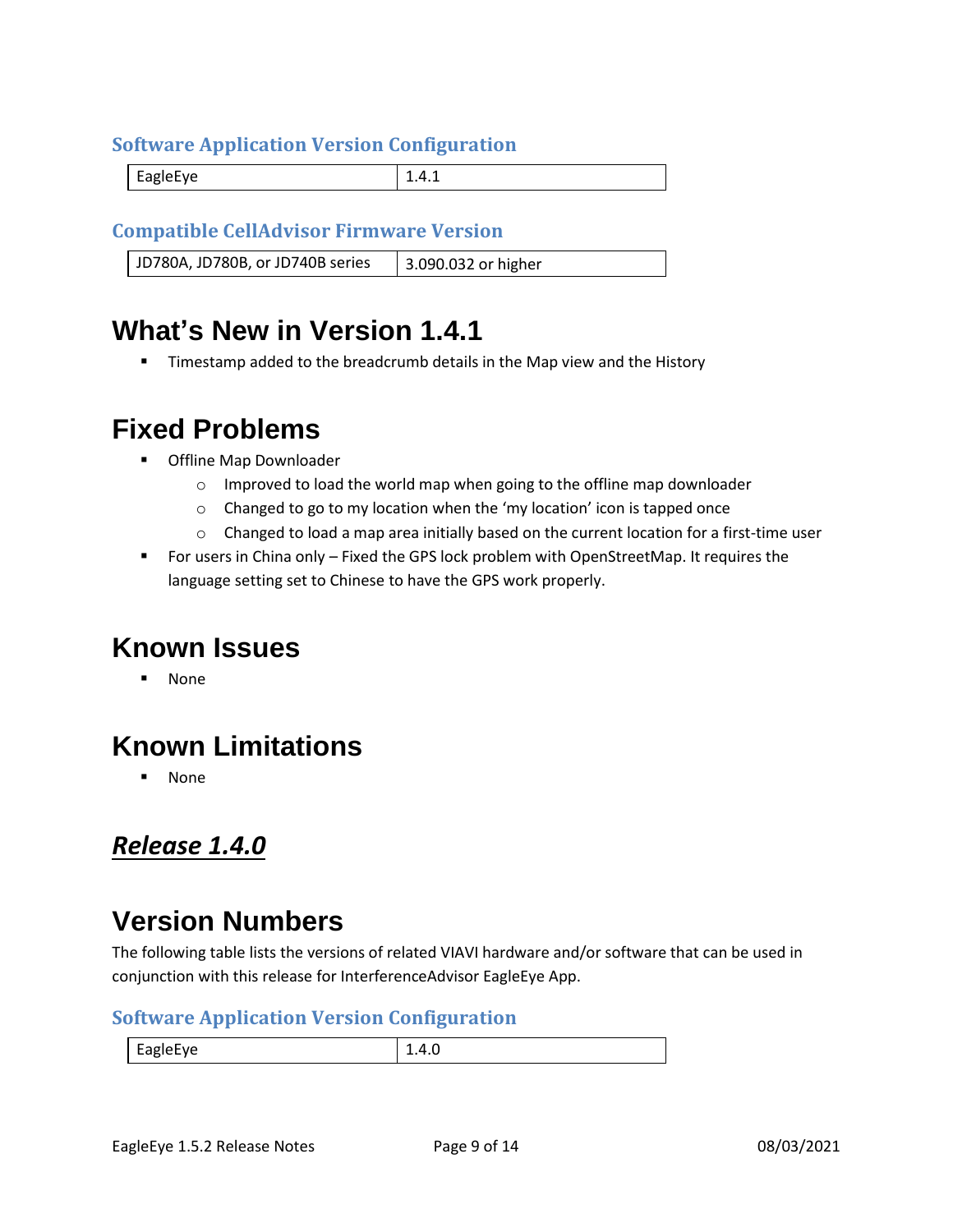### Software Application Version Configuration

| EagleEye | 1.4.1 |
|---|---|

### Compatible CellAdvisor Firmware Version

| JD780A, JD780B, or JD740B series | 3.090.032 or higher |
|---|---|

## What's New in Version 1.4.1

- Timestamp added to the breadcrumb details in the Map view and the History

## Fixed Problems

- Offline Map Downloader
  - Improved to load the world map when going to the offline map downloader
  - Changed to go to my location when the 'my location' icon is tapped once
  - Changed to load a map area initially based on the current location for a first-time user
- For users in China only – Fixed the GPS lock problem with OpenStreetMap. It requires the language setting set to Chinese to have the GPS work properly.

## Known Issues

- None

## Known Limitations

- None

# ***Release 1.4.0***

## Version Numbers

The following table lists the versions of related VIAVI hardware and/or software that can be used in conjunction with this release for InterferenceAdvisor EagleEye App.

### Software Application Version Configuration

| EagleEye | 1.4.0 |
|---|---|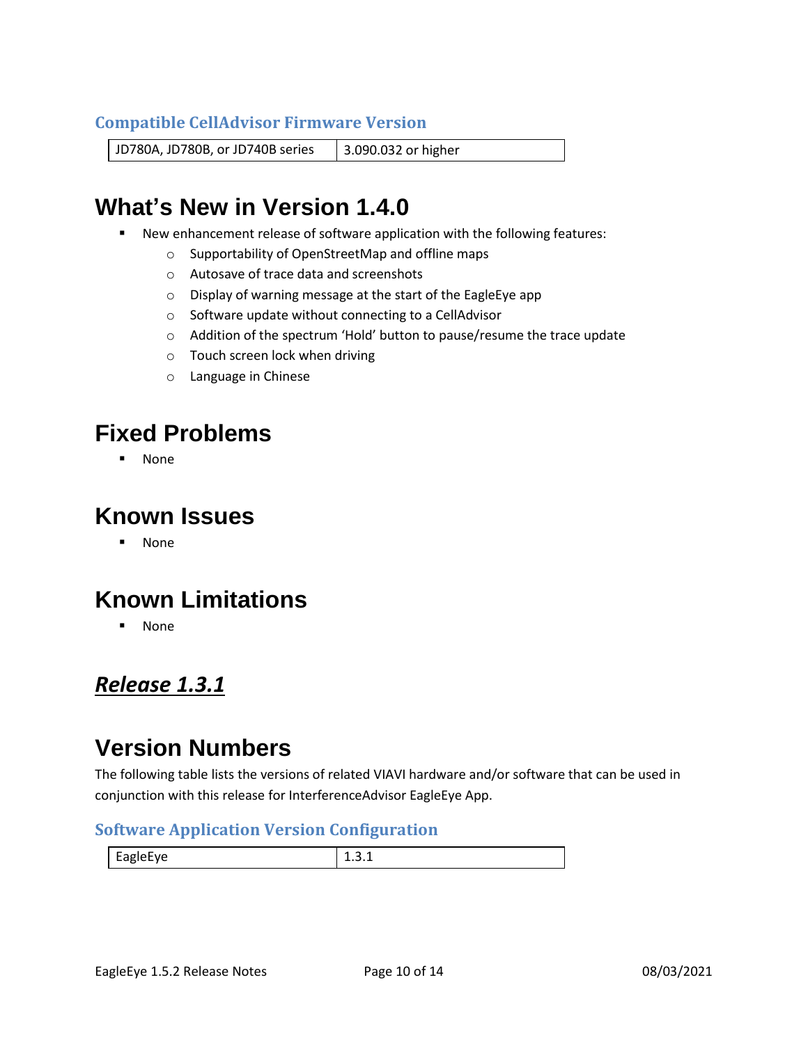### Compatible CellAdvisor Firmware Version

| JD780A, JD780B, or JD740B series | 3.090.032 or higher |
|---|---|

# What's New in Version 1.4.0

- New enhancement release of software application with the following features:
  - Supportability of OpenStreetMap and offline maps
  - Autosave of trace data and screenshots
  - Display of warning message at the start of the EagleEye app
  - Software update without connecting to a CellAdvisor
  - Addition of the spectrum 'Hold' button to pause/resume the trace update
  - Touch screen lock when driving
  - Language in Chinese

# Fixed Problems

- None

# Known Issues

- None

# Known Limitations

- None

## ***Release 1.3.1***

# Version Numbers

The following table lists the versions of related VIAVI hardware and/or software that can be used in conjunction with this release for InterferenceAdvisor EagleEye App.

### Software Application Version Configuration

| EagleEye | 1.3.1 |
|---|---|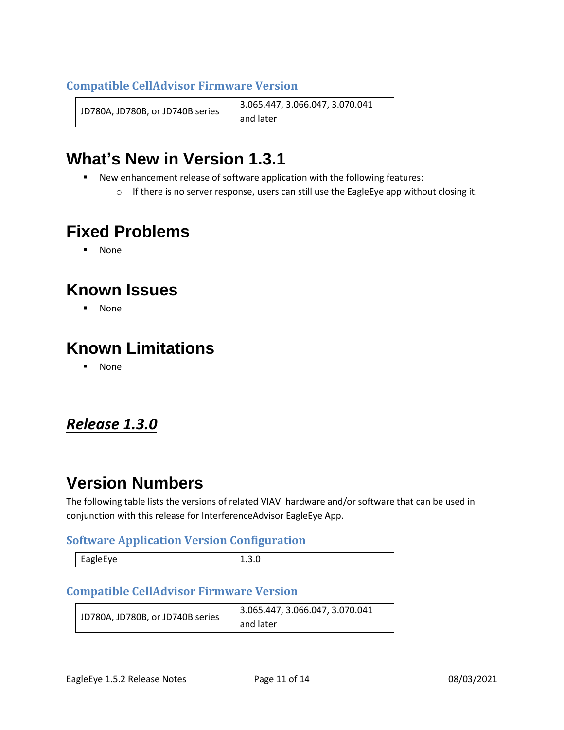### Compatible CellAdvisor Firmware Version

| JD780A, JD780B, or JD740B series | 3.065.447, 3.066.047, 3.070.041 and later |
|---|---|

# What's New in Version 1.3.1

- New enhancement release of software application with the following features:
  - If there is no server response, users can still use the EagleEye app without closing it.

# Fixed Problems

- None

# Known Issues

- None

# Known Limitations

- None

## ***Release 1.3.0***

# Version Numbers

The following table lists the versions of related VIAVI hardware and/or software that can be used in conjunction with this release for InterferenceAdvisor EagleEye App.

### Software Application Version Configuration

| EagleEye | 1.3.0 |
|---|---|

### Compatible CellAdvisor Firmware Version

| JD780A, JD780B, or JD740B series | 3.065.447, 3.066.047, 3.070.041 and later |
|---|---|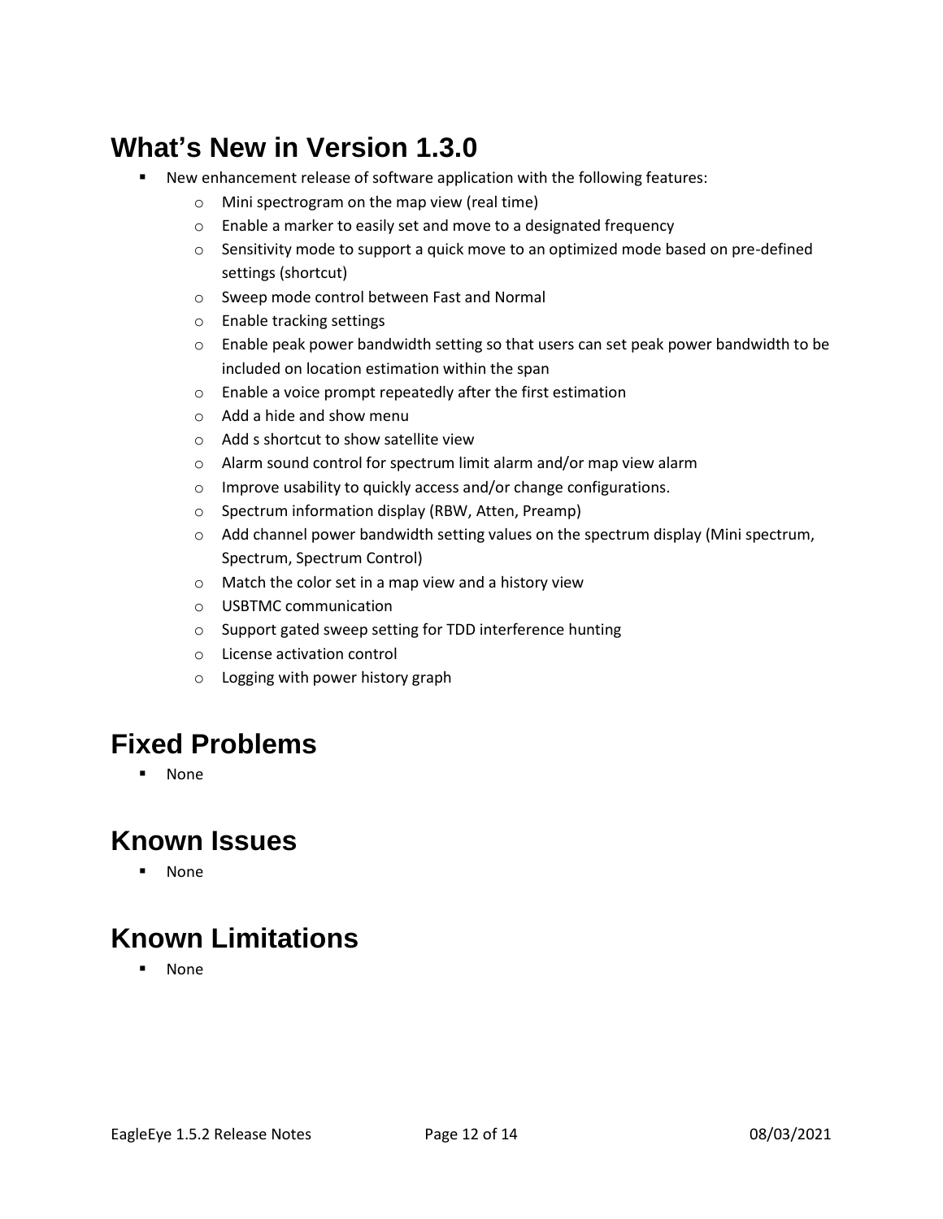# What's New in Version 1.3.0

- New enhancement release of software application with the following features:
  - Mini spectrogram on the map view (real time)
  - Enable a marker to easily set and move to a designated frequency
  - Sensitivity mode to support a quick move to an optimized mode based on pre-defined settings (shortcut)
  - Sweep mode control between Fast and Normal
  - Enable tracking settings
  - Enable peak power bandwidth setting so that users can set peak power bandwidth to be included on location estimation within the span
  - Enable a voice prompt repeatedly after the first estimation
  - Add a hide and show menu
  - Add s shortcut to show satellite view
  - Alarm sound control for spectrum limit alarm and/or map view alarm
  - Improve usability to quickly access and/or change configurations.
  - Spectrum information display (RBW, Atten, Preamp)
  - Add channel power bandwidth setting values on the spectrum display (Mini spectrum, Spectrum, Spectrum Control)
  - Match the color set in a map view and a history view
  - USBTMC communication
  - Support gated sweep setting for TDD interference hunting
  - License activation control
  - Logging with power history graph

# Fixed Problems

- None

# Known Issues

- None

# Known Limitations

- None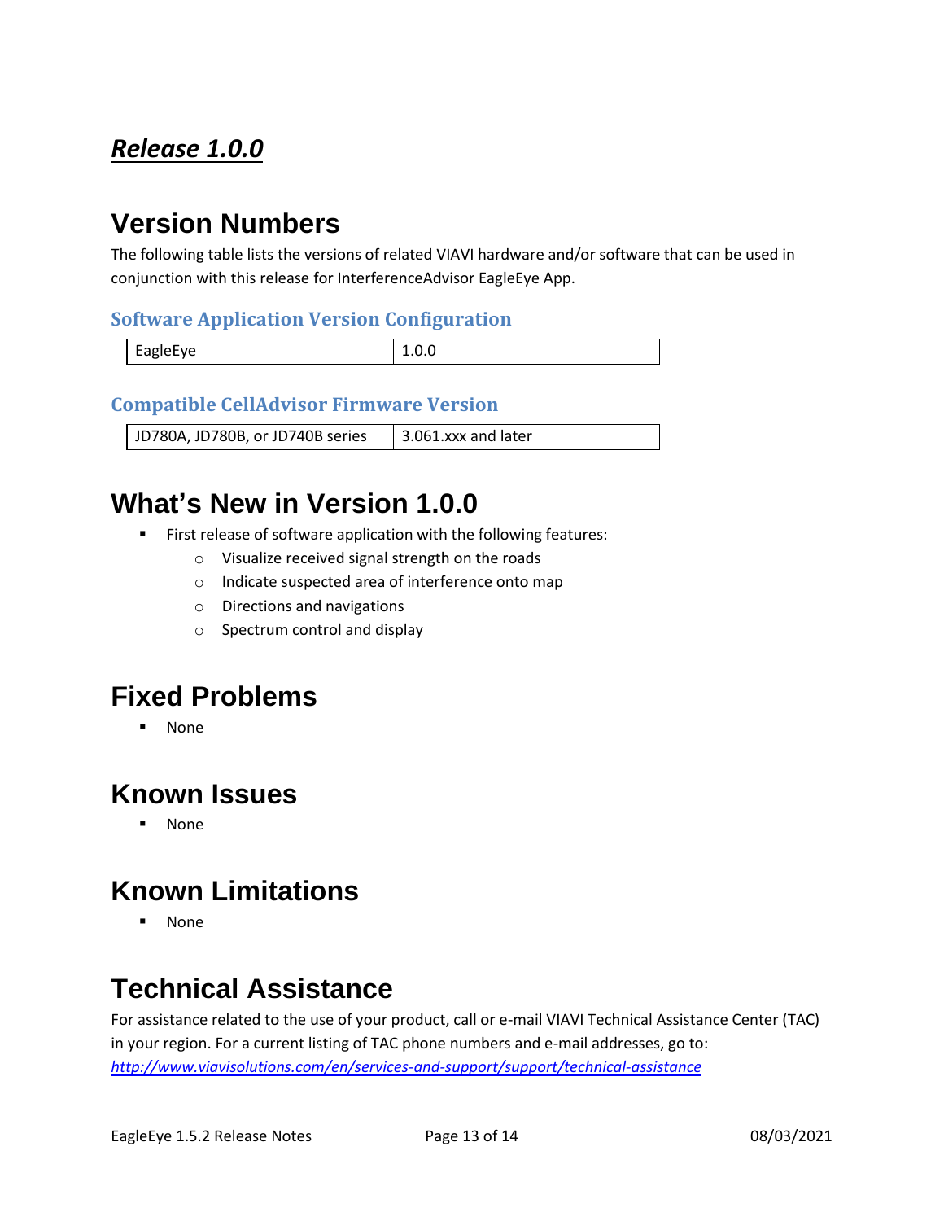## ***Release 1.0.0***

# Version Numbers

The following table lists the versions of related VIAVI hardware and/or software that can be used in conjunction with this release for InterferenceAdvisor EagleEye App.

### Software Application Version Configuration

| EagleEye | 1.0.0 |
|---|---|

### Compatible CellAdvisor Firmware Version

| JD780A, JD780B, or JD740B series | 3.061.xxx and later |
|---|---|

# What's New in Version 1.0.0

- First release of software application with the following features:
  - Visualize received signal strength on the roads
  - Indicate suspected area of interference onto map
  - Directions and navigations
  - Spectrum control and display

# Fixed Problems

- None

# Known Issues

- None

# Known Limitations

- None

# Technical Assistance

For assistance related to the use of your product, call or e-mail VIAVI Technical Assistance Center (TAC) in your region. For a current listing of TAC phone numbers and e-mail addresses, go to: *http://www.viavisolutions.com/en/services-and-support/support/technical-assistance*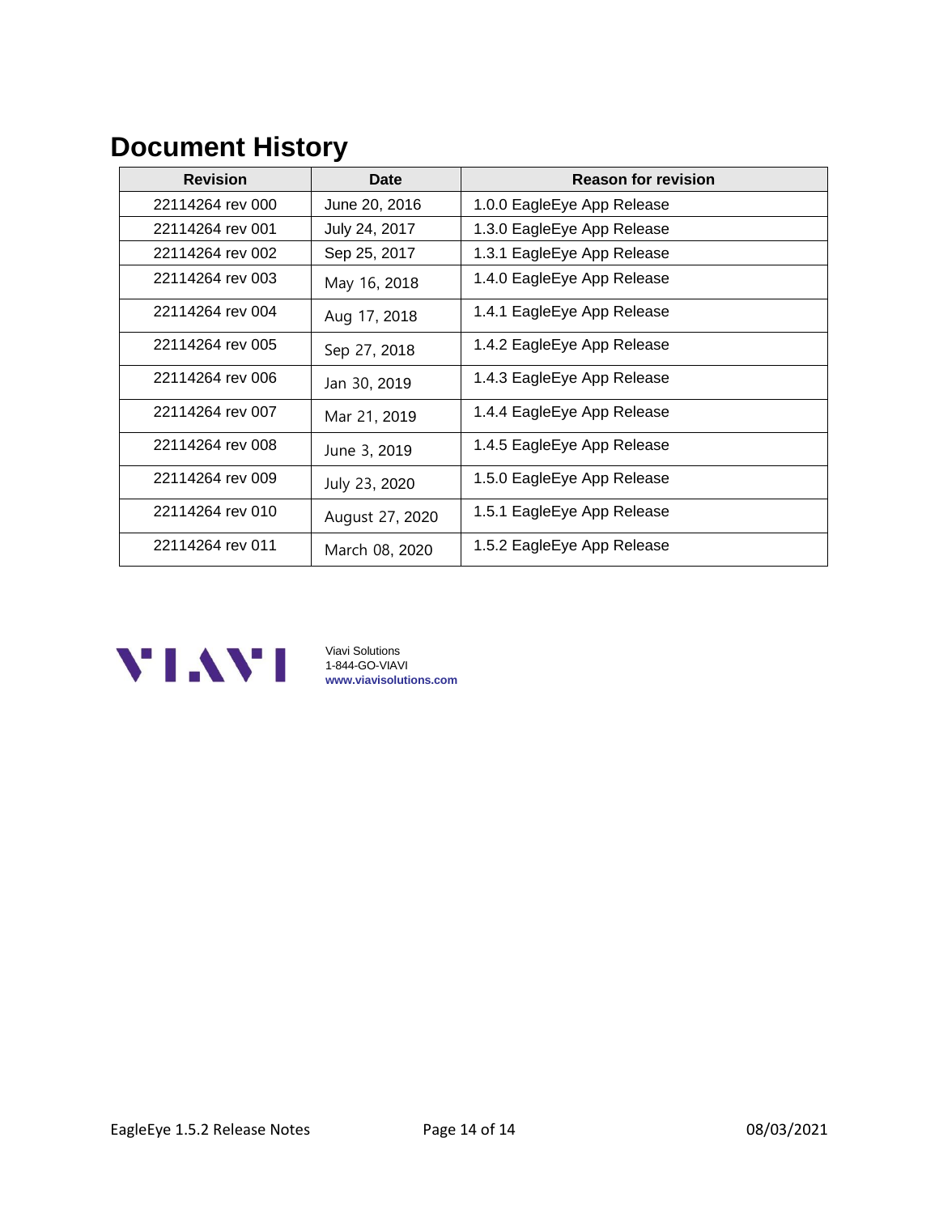# Document History

| Revision | Date | Reason for revision |
|---|---|---|
| 22114264 rev 000 | June 20, 2016 | 1.0.0 EagleEye App Release |
| 22114264 rev 001 | July 24, 2017 | 1.3.0 EagleEye App Release |
| 22114264 rev 002 | Sep 25, 2017 | 1.3.1 EagleEye App Release |
| 22114264 rev 003 | May 16, 2018 | 1.4.0 EagleEye App Release |
| 22114264 rev 004 | Aug 17, 2018 | 1.4.1 EagleEye App Release |
| 22114264 rev 005 | Sep 27, 2018 | 1.4.2 EagleEye App Release |
| 22114264 rev 006 | Jan 30, 2019 | 1.4.3 EagleEye App Release |
| 22114264 rev 007 | Mar 21, 2019 | 1.4.4 EagleEye App Release |
| 22114264 rev 008 | June 3, 2019 | 1.4.5 EagleEye App Release |
| 22114264 rev 009 | July 23, 2020 | 1.5.0 EagleEye App Release |
| 22114264 rev 010 | August 27, 2020 | 1.5.1 EagleEye App Release |
| 22114264 rev 011 | March 08, 2020 | 1.5.2 EagleEye App Release |

VIAVI

Viavi Solutions
1-844-GO-VIAVI
**www.viavisolutions.com**